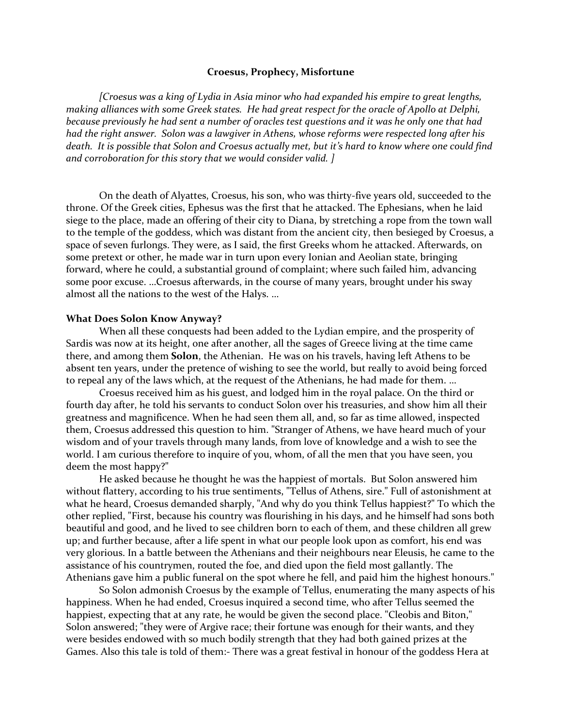**Croesus, Prophecy, Misfortune**

*[Croesus was a king of Lydia in Asia minor who had expanded his empire to great lengths, making alliances with some Greek states. He had great respect for the oracle of Apollo at Delphi, because previously he had sent a number of oracles test questions and it was he only one that had had the right answer. Solon was a lawgiver in Athens, whose reforms were respected long after his death. It is possible that Solon and Croesus actually met, but it's hard to know where one could find and corroboration for this story that we would consider valid. ]*

On the death of Alyattes, Croesus, his son, who was thirty-five years old, succeeded to the throne. Of the Greek cities, Ephesus was the first that he attacked. The Ephesians, when he laid siege to the place, made an offering of their city to Diana, by stretching a rope from the town wall to the temple of the goddess, which was distant from the ancient city, then besieged by Croesus, a space of seven furlongs. They were, as I said, the first Greeks whom he attacked. Afterwards, on some pretext or other, he made war in turn upon every Ionian and Aeolian state, bringing forward, where he could, a substantial ground of complaint; where such failed him, advancing some poor excuse. ...Croesus afterwards, in the course of many years, brought under his sway almost all the nations to the west of the Halys. ...

**What Does Solon Know Anyway?**

When all these conquests had been added to the Lydian empire, and the prosperity of Sardis was now at its height, one after another, all the sages of Greece living at the time came there, and among them **Solon**, the Athenian. He was on his travels, having left Athens to be absent ten years, under the pretence of wishing to see the world, but really to avoid being forced to repeal any of the laws which, at the request of the Athenians, he had made for them. ...

Croesus received him as his guest, and lodged him in the royal palace. On the third or fourth day after, he told his servants to conduct Solon over his treasuries, and show him all their greatness and magnificence. When he had seen them all, and, so far as time allowed, inspected them, Croesus addressed this question to him. "Stranger of Athens, we have heard much of your wisdom and of your travels through many lands, from love of knowledge and a wish to see the world. I am curious therefore to inquire of you, whom, of all the men that you have seen, you deem the most happy?"

He asked because he thought he was the happiest of mortals. But Solon answered him without flattery, according to his true sentiments, "Tellus of Athens, sire." Full of astonishment at what he heard, Croesus demanded sharply, "And why do you think Tellus happiest?" To which the other replied, "First, because his country was flourishing in his days, and he himself had sons both beautiful and good, and he lived to see children born to each of them, and these children all grew up; and further because, after a life spent in what our people look upon as comfort, his end was very glorious. In a battle between the Athenians and their neighbours near Eleusis, he came to the assistance of his countrymen, routed the foe, and died upon the field most gallantly. The Athenians gave him a public funeral on the spot where he fell, and paid him the highest honours."

So Solon admonish Croesus by the example of Tellus, enumerating the many aspects of his happiness. When he had ended, Croesus inquired a second time, who after Tellus seemed the happiest, expecting that at any rate, he would be given the second place. "Cleobis and Biton," Solon answered; "they were of Argive race; their fortune was enough for their wants, and they were besides endowed with so much bodily strength that they had both gained prizes at the Games. Also this tale is told of them:- There was a great festival in honour of the goddess Hera at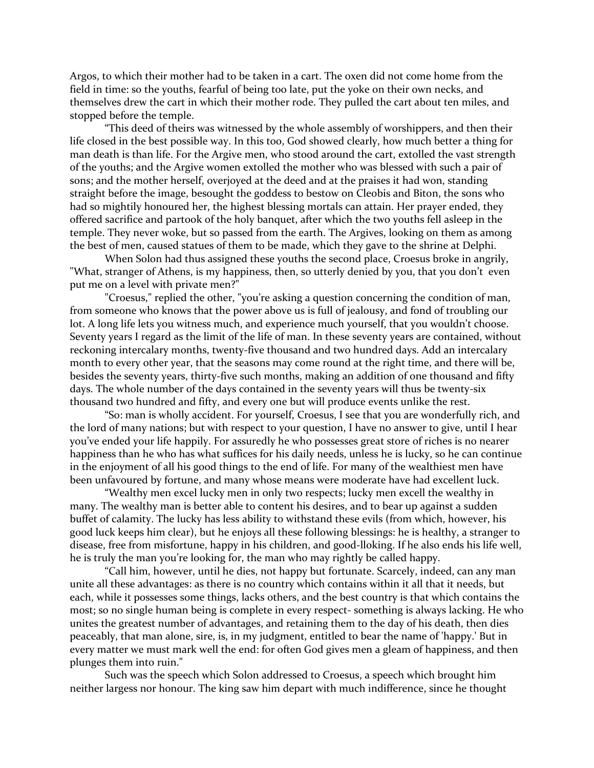Argos, to which their mother had to be taken in a cart. The oxen did not come home from the field in time: so the youths, fearful of being too late, put the yoke on their own necks, and themselves drew the cart in which their mother rode. They pulled the cart about ten miles, and stopped before the temple.

"This deed of theirs was witnessed by the whole assembly of worshippers, and then their life closed in the best possible way. In this too, God showed clearly, how much better a thing for man death is than life. For the Argive men, who stood around the cart, extolled the vast strength of the youths; and the Argive women extolled the mother who was blessed with such a pair of sons; and the mother herself, overjoyed at the deed and at the praises it had won, standing straight before the image, besought the goddess to bestow on Cleobis and Biton, the sons who had so mightily honoured her, the highest blessing mortals can attain. Her prayer ended, they offered sacrifice and partook of the holy banquet, after which the two youths fell asleep in the temple. They never woke, but so passed from the earth. The Argives, looking on them as among the best of men, caused statues of them to be made, which they gave to the shrine at Delphi.

When Solon had thus assigned these youths the second place, Croesus broke in angrily, "What, stranger of Athens, is my happiness, then, so utterly denied by you, that you don't even put me on a level with private men?"

"Croesus," replied the other, "you're asking a question concerning the condition of man, from someone who knows that the power above us is full of jealousy, and fond of troubling our lot. A long life lets you witness much, and experience much yourself, that you wouldn't choose. Seventy years I regard as the limit of the life of man. In these seventy years are contained, without reckoning intercalary months, twenty-five thousand and two hundred days. Add an intercalary month to every other year, that the seasons may come round at the right time, and there will be, besides the seventy years, thirty-five such months, making an addition of one thousand and fifty days. The whole number of the days contained in the seventy years will thus be twenty-six thousand two hundred and fifty, and every one but will produce events unlike the rest.

"So: man is wholly accident. For yourself, Croesus, I see that you are wonderfully rich, and the lord of many nations; but with respect to your question, I have no answer to give, until I hear you've ended your life happily. For assuredly he who possesses great store of riches is no nearer happiness than he who has what suffices for his daily needs, unless he is lucky, so he can continue in the enjoyment of all his good things to the end of life. For many of the wealthiest men have been unfavoured by fortune, and many whose means were moderate have had excellent luck.

"Wealthy men excel lucky men in only two respects; lucky men excell the wealthy in many. The wealthy man is better able to content his desires, and to bear up against a sudden buffet of calamity. The lucky has less ability to withstand these evils (from which, however, his good luck keeps him clear), but he enjoys all these following blessings: he is healthy, a stranger to disease, free from misfortune, happy in his children, and good-llooking. If he also ends his life well, he is truly the man you're looking for, the man who may rightly be called happy.

"Call him, however, until he dies, not happy but fortunate. Scarcely, indeed, can any man unite all these advantages: as there is no country which contains within it all that it needs, but each, while it possesses some things, lacks others, and the best country is that which contains the most; so no single human being is complete in every respect- something is always lacking. He who unites the greatest number of advantages, and retaining them to the day of his death, then dies peaceably, that man alone, sire, is, in my judgment, entitled to bear the name of 'happy.' But in every matter we must mark well the end: for often God gives men a gleam of happiness, and then plunges them into ruin."

Such was the speech which Solon addressed to Croesus, a speech which brought him neither largess nor honour. The king saw him depart with much indifference, since he thought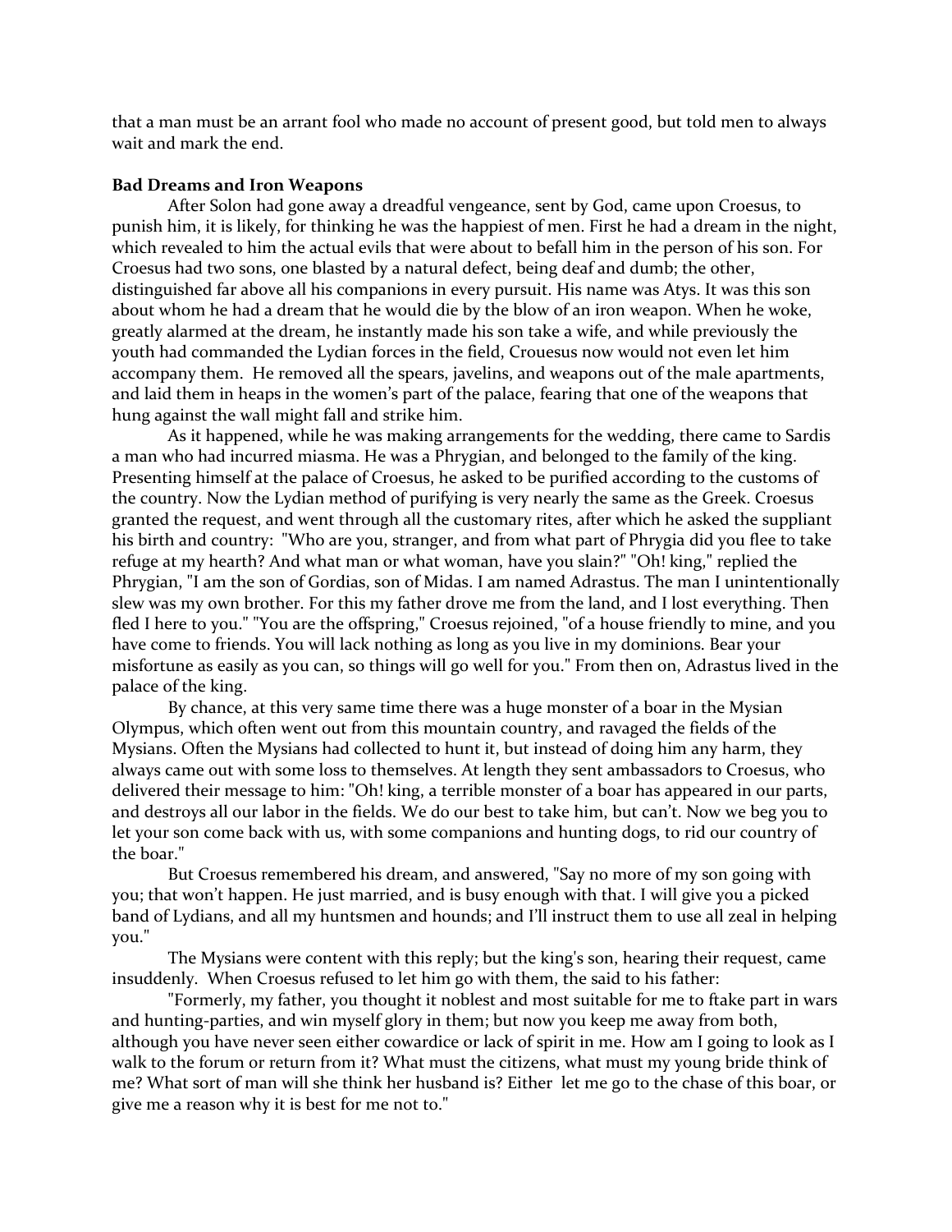that a man must be an arrant fool who made no account of present good, but told men to always wait and mark the end.

**Bad Dreams and Iron Weapons**

After Solon had gone away a dreadful vengeance, sent by God, came upon Croesus, to punish him, it is likely, for thinking he was the happiest of men. First he had a dream in the night, which revealed to him the actual evils that were about to befall him in the person of his son. For Croesus had two sons, one blasted by a natural defect, being deaf and dumb; the other, distinguished far above all his companions in every pursuit. His name was Atys. It was this son about whom he had a dream that he would die by the blow of an iron weapon. When he woke, greatly alarmed at the dream, he instantly made his son take a wife, and while previously the youth had commanded the Lydian forces in the field, Crouesus now would not even let him accompany them. He removed all the spears, javelins, and weapons out of the male apartments, and laid them in heaps in the women's part of the palace, fearing that one of the weapons that hung against the wall might fall and strike him.

As it happened, while he was making arrangements for the wedding, there came to Sardis a man who had incurred miasma. He was a Phrygian, and belonged to the family of the king. Presenting himself at the palace of Croesus, he asked to be purified according to the customs of the country. Now the Lydian method of purifying is very nearly the same as the Greek. Croesus granted the request, and went through all the customary rites, after which he asked the suppliant his birth and country: "Who are you, stranger, and from what part of Phrygia did you flee to take refuge at my hearth? And what man or what woman, have you slain?" "Oh! king," replied the Phrygian, "I am the son of Gordias, son of Midas. I am named Adrastus. The man I unintentionally slew was my own brother. For this my father drove me from the land, and I lost everything. Then fled I here to you." "You are the offspring," Croesus rejoined, "of a house friendly to mine, and you have come to friends. You will lack nothing as long as you live in my dominions. Bear your misfortune as easily as you can, so things will go well for you." From then on, Adrastus lived in the palace of the king.

By chance, at this very same time there was a huge monster of a boar in the Mysian Olympus, which often went out from this mountain country, and ravaged the fields of the Mysians. Often the Mysians had collected to hunt it, but instead of doing him any harm, they always came out with some loss to themselves. At length they sent ambassadors to Croesus, who delivered their message to him: "Oh! king, a terrible monster of a boar has appeared in our parts, and destroys all our labor in the fields. We do our best to take him, but can't. Now we beg you to let your son come back with us, with some companions and hunting dogs, to rid our country of the boar."

But Croesus remembered his dream, and answered, "Say no more of my son going with you; that won't happen. He just married, and is busy enough with that. I will give you a picked band of Lydians, and all my huntsmen and hounds; and I'll instruct them to use all zeal in helping you."

The Mysians were content with this reply; but the king's son, hearing their request, came insuddenly. When Croesus refused to let him go with them, the said to his father:

"Formerly, my father, you thought it noblest and most suitable for me to ftake part in wars and hunting-parties, and win myself glory in them; but now you keep me away from both, although you have never seen either cowardice or lack of spirit in me. How am I going to look as I walk to the forum or return from it? What must the citizens, what must my young bride think of me? What sort of man will she think her husband is? Either let me go to the chase of this boar, or give me a reason why it is best for me not to."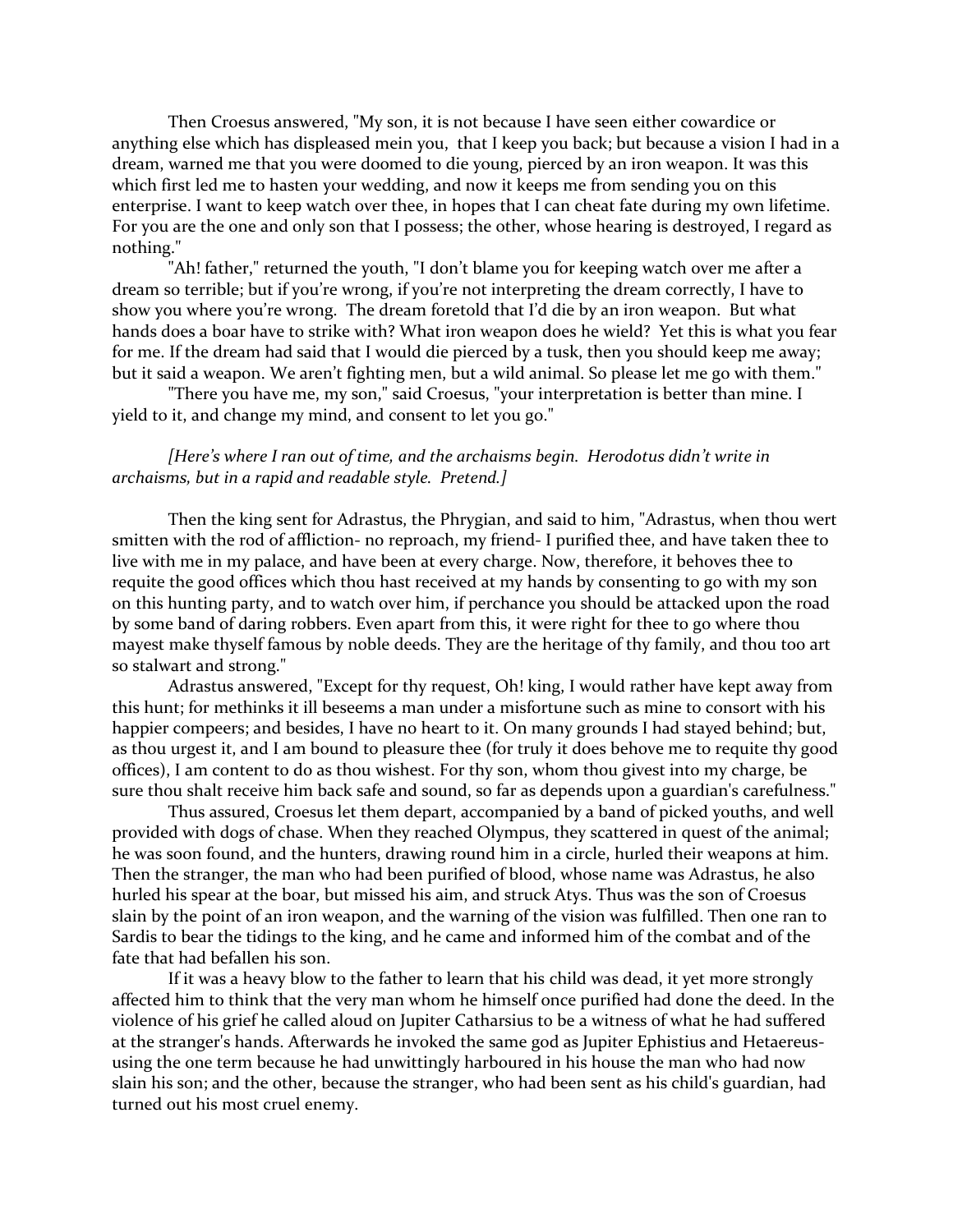Then Croesus answered, "My son, it is not because I have seen either cowardice or anything else which has displeased mein you, that I keep you back; but because a vision I had in a dream, warned me that you were doomed to die young, pierced by an iron weapon. It was this which first led me to hasten your wedding, and now it keeps me from sending you on this enterprise. I want to keep watch over thee, in hopes that I can cheat fate during my own lifetime. For you are the one and only son that I possess; the other, whose hearing is destroyed, I regard as nothing."

"Ah! father," returned the youth, "I don't blame you for keeping watch over me after a dream so terrible; but if you're wrong, if you're not interpreting the dream correctly, I have to show you where you're wrong. The dream foretold that I'd die by an iron weapon. But what hands does a boar have to strike with? What iron weapon does he wield? Yet this is what you fear for me. If the dream had said that I would die pierced by a tusk, then you should keep me away; but it said a weapon. We aren't fighting men, but a wild animal. So please let me go with them."

"There you have me, my son," said Croesus, "your interpretation is better than mine. I yield to it, and change my mind, and consent to let you go."

*[Here's where I ran out of time, and the archaisms begin. Herodotus didn't write in archaisms, but in a rapid and readable style. Pretend.]*

Then the king sent for Adrastus, the Phrygian, and said to him, "Adrastus, when thou wert smitten with the rod of affliction- no reproach, my friend- I purified thee, and have taken thee to live with me in my palace, and have been at every charge. Now, therefore, it behoves thee to requite the good offices which thou hast received at my hands by consenting to go with my son on this hunting party, and to watch over him, if perchance you should be attacked upon the road by some band of daring robbers. Even apart from this, it were right for thee to go where thou mayest make thyself famous by noble deeds. They are the heritage of thy family, and thou too art so stalwart and strong."

Adrastus answered, "Except for thy request, Oh! king, I would rather have kept away from this hunt; for methinks it ill beseems a man under a misfortune such as mine to consort with his happier compeers; and besides, I have no heart to it. On many grounds I had stayed behind; but, as thou urgest it, and I am bound to pleasure thee (for truly it does behove me to requite thy good offices), I am content to do as thou wishest. For thy son, whom thou givest into my charge, be sure thou shalt receive him back safe and sound, so far as depends upon a guardian's carefulness."

Thus assured, Croesus let them depart, accompanied by a band of picked youths, and well provided with dogs of chase. When they reached Olympus, they scattered in quest of the animal; he was soon found, and the hunters, drawing round him in a circle, hurled their weapons at him. Then the stranger, the man who had been purified of blood, whose name was Adrastus, he also hurled his spear at the boar, but missed his aim, and struck Atys. Thus was the son of Croesus slain by the point of an iron weapon, and the warning of the vision was fulfilled. Then one ran to Sardis to bear the tidings to the king, and he came and informed him of the combat and of the fate that had befallen his son.

If it was a heavy blow to the father to learn that his child was dead, it yet more strongly affected him to think that the very man whom he himself once purified had done the deed. In the violence of his grief he called aloud on Jupiter Catharsius to be a witness of what he had suffered at the stranger's hands. Afterwards he invoked the same god as Jupiter Ephistius and Hetaereus- using the one term because he had unwittingly harboured in his house the man who had now slain his son; and the other, because the stranger, who had been sent as his child's guardian, had turned out his most cruel enemy.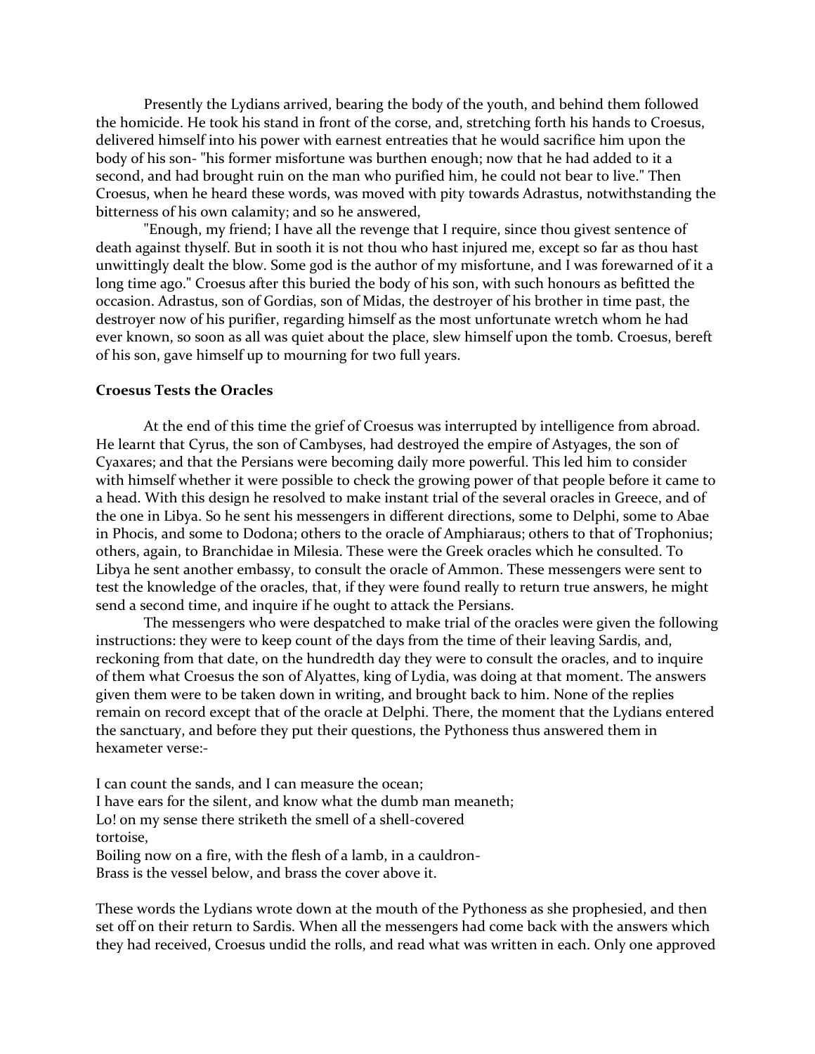Presently the Lydians arrived, bearing the body of the youth, and behind them followed the homicide. He took his stand in front of the corse, and, stretching forth his hands to Croesus, delivered himself into his power with earnest entreaties that he would sacrifice him upon the body of his son- "his former misfortune was burthen enough; now that he had added to it a second, and had brought ruin on the man who purified him, he could not bear to live." Then Croesus, when he heard these words, was moved with pity towards Adrastus, notwithstanding the bitterness of his own calamity; and so he answered,

"Enough, my friend; I have all the revenge that I require, since thou givest sentence of death against thyself. But in sooth it is not thou who hast injured me, except so far as thou hast unwittingly dealt the blow. Some god is the author of my misfortune, and I was forewarned of it a long time ago." Croesus after this buried the body of his son, with such honours as befitted the occasion. Adrastus, son of Gordias, son of Midas, the destroyer of his brother in time past, the destroyer now of his purifier, regarding himself as the most unfortunate wretch whom he had ever known, so soon as all was quiet about the place, slew himself upon the tomb. Croesus, bereft of his son, gave himself up to mourning for two full years.

**Croesus Tests the Oracles**

At the end of this time the grief of Croesus was interrupted by intelligence from abroad. He learnt that Cyrus, the son of Cambyses, had destroyed the empire of Astyages, the son of Cyaxares; and that the Persians were becoming daily more powerful. This led him to consider with himself whether it were possible to check the growing power of that people before it came to a head. With this design he resolved to make instant trial of the several oracles in Greece, and of the one in Libya. So he sent his messengers in different directions, some to Delphi, some to Abae in Phocis, and some to Dodona; others to the oracle of Amphiaraus; others to that of Trophonius; others, again, to Branchidae in Milesia. These were the Greek oracles which he consulted. To Libya he sent another embassy, to consult the oracle of Ammon. These messengers were sent to test the knowledge of the oracles, that, if they were found really to return true answers, he might send a second time, and inquire if he ought to attack the Persians.

The messengers who were despatched to make trial of the oracles were given the following instructions: they were to keep count of the days from the time of their leaving Sardis, and, reckoning from that date, on the hundredth day they were to consult the oracles, and to inquire of them what Croesus the son of Alyattes, king of Lydia, was doing at that moment. The answers given them were to be taken down in writing, and brought back to him. None of the replies remain on record except that of the oracle at Delphi. There, the moment that the Lydians entered the sanctuary, and before they put their questions, the Pythoness thus answered them in hexameter verse:-

I can count the sands, and I can measure the ocean;
I have ears for the silent, and know what the dumb man meaneth;
Lo! on my sense there striketh the smell of a shell-covered
tortoise,
Boiling now on a fire, with the flesh of a lamb, in a cauldron-
Brass is the vessel below, and brass the cover above it.

These words the Lydians wrote down at the mouth of the Pythoness as she prophesied, and then set off on their return to Sardis. When all the messengers had come back with the answers which they had received, Croesus undid the rolls, and read what was written in each. Only one approved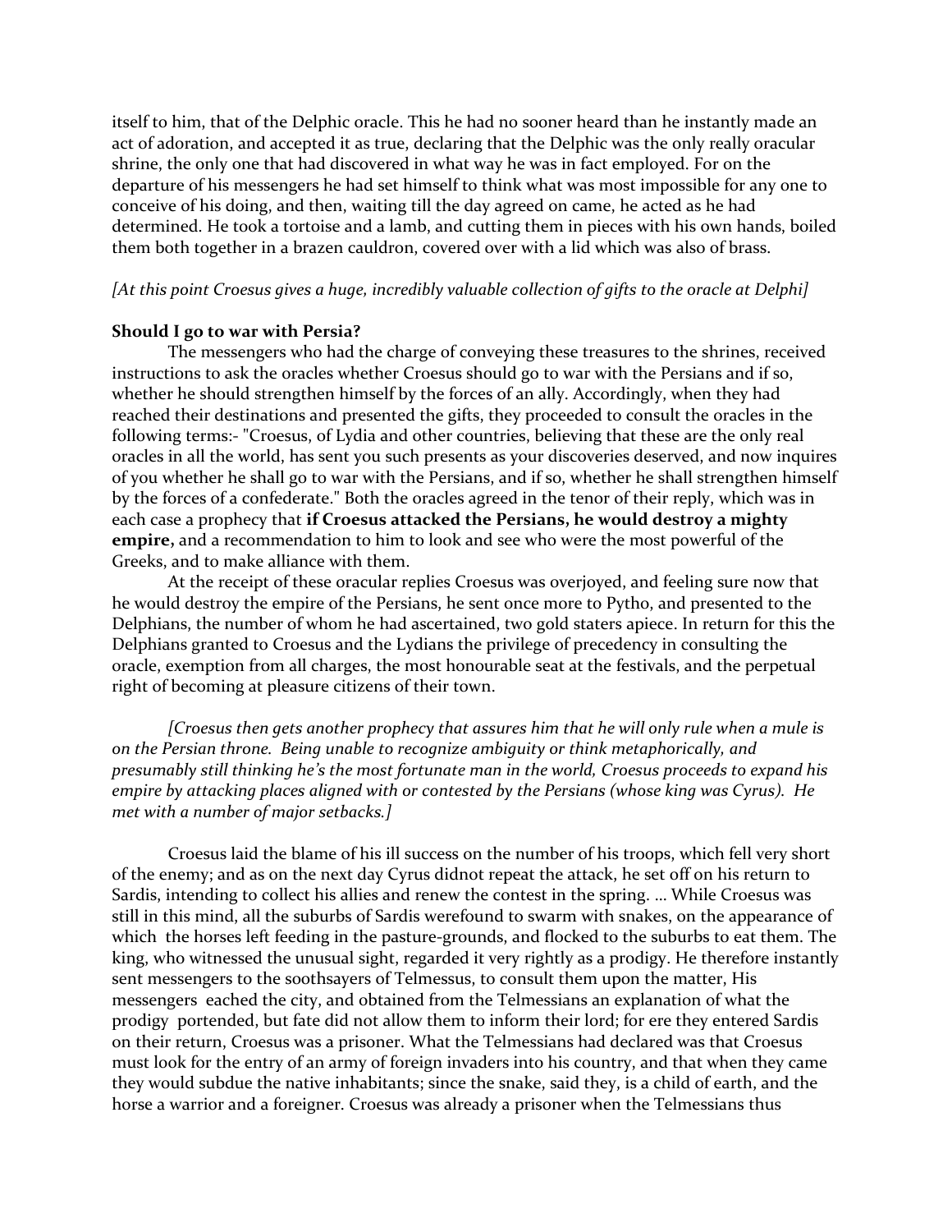itself to him, that of the Delphic oracle. This he had no sooner heard than he instantly made an act of adoration, and accepted it as true, declaring that the Delphic was the only really oracular shrine, the only one that had discovered in what way he was in fact employed. For on the departure of his messengers he had set himself to think what was most impossible for any one to conceive of his doing, and then, waiting till the day agreed on came, he acted as he had determined. He took a tortoise and a lamb, and cutting them in pieces with his own hands, boiled them both together in a brazen cauldron, covered over with a lid which was also of brass.

*[At this point Croesus gives a huge, incredibly valuable collection of gifts to the oracle at Delphi]*

**Should I go to war with Persia?**

The messengers who had the charge of conveying these treasures to the shrines, received instructions to ask the oracles whether Croesus should go to war with the Persians and if so, whether he should strengthen himself by the forces of an ally. Accordingly, when they had reached their destinations and presented the gifts, they proceeded to consult the oracles in the following terms:- "Croesus, of Lydia and other countries, believing that these are the only real oracles in all the world, has sent you such presents as your discoveries deserved, and now inquires of you whether he shall go to war with the Persians, and if so, whether he shall strengthen himself by the forces of a confederate." Both the oracles agreed in the tenor of their reply, which was in each case a prophecy that **if Croesus attacked the Persians, he would destroy a mighty empire,** and a recommendation to him to look and see who were the most powerful of the Greeks, and to make alliance with them.

At the receipt of these oracular replies Croesus was overjoyed, and feeling sure now that he would destroy the empire of the Persians, he sent once more to Pytho, and presented to the Delphians, the number of whom he had ascertained, two gold staters apiece. In return for this the Delphians granted to Croesus and the Lydians the privilege of precedency in consulting the oracle, exemption from all charges, the most honourable seat at the festivals, and the perpetual right of becoming at pleasure citizens of their town.

*[Croesus then gets another prophecy that assures him that he will only rule when a mule is on the Persian throne. Being unable to recognize ambiguity or think metaphorically, and presumably still thinking he's the most fortunate man in the world, Croesus proceeds to expand his empire by attacking places aligned with or contested by the Persians (whose king was Cyrus). He met with a number of major setbacks.]*

Croesus laid the blame of his ill success on the number of his troops, which fell very short of the enemy; and as on the next day Cyrus didnot repeat the attack, he set off on his return to Sardis, intending to collect his allies and renew the contest in the spring. ... While Croesus was still in this mind, all the suburbs of Sardis werefound to swarm with snakes, on the appearance of which the horses left feeding in the pasture-grounds, and flocked to the suburbs to eat them. The king, who witnessed the unusual sight, regarded it very rightly as a prodigy. He therefore instantly sent messengers to the soothsayers of Telmessus, to consult them upon the matter, His messengers eached the city, and obtained from the Telmessians an explanation of what the prodigy portended, but fate did not allow them to inform their lord; for ere they entered Sardis on their return, Croesus was a prisoner. What the Telmessians had declared was that Croesus must look for the entry of an army of foreign invaders into his country, and that when they came they would subdue the native inhabitants; since the snake, said they, is a child of earth, and the horse a warrior and a foreigner. Croesus was already a prisoner when the Telmessians thus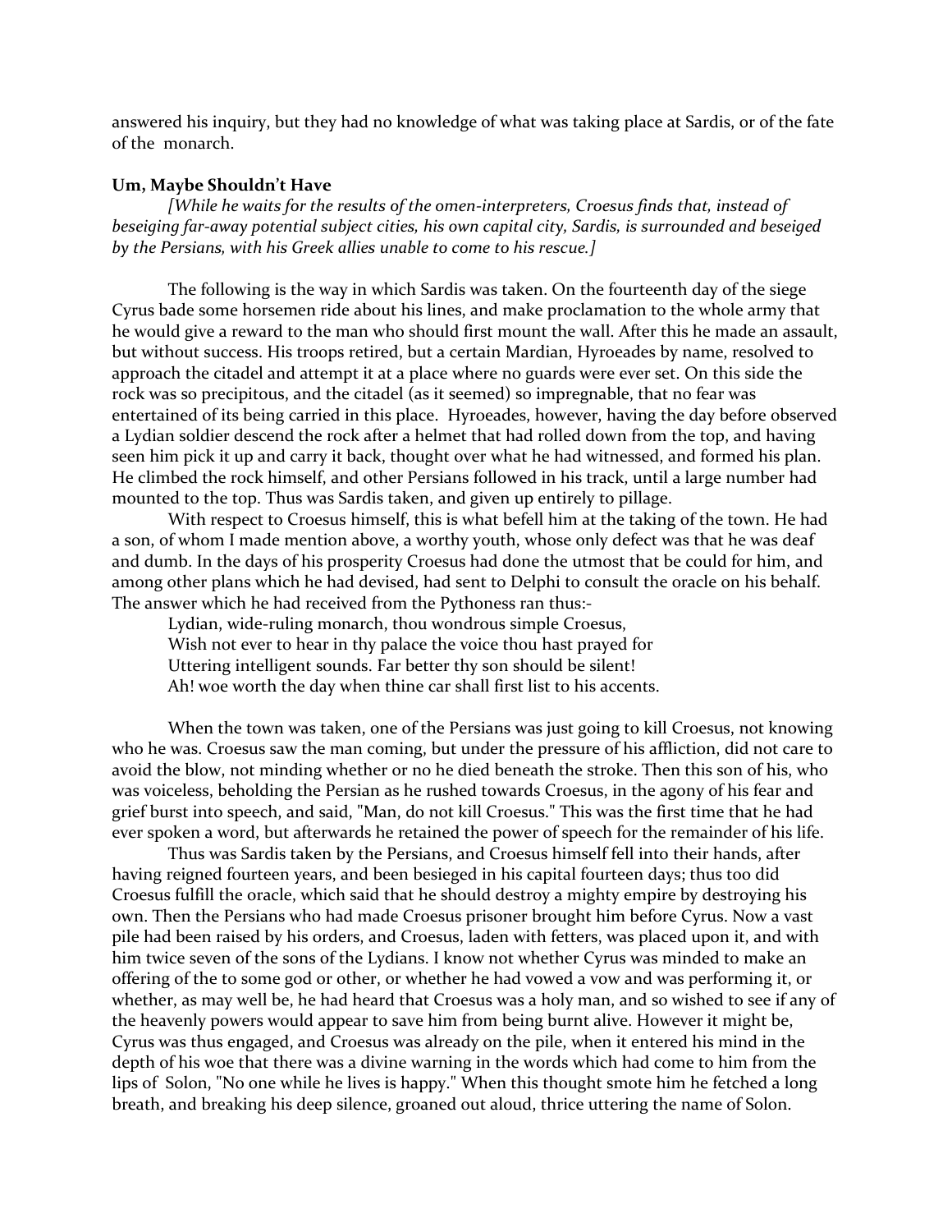answered his inquiry, but they had no knowledge of what was taking place at Sardis, or of the fate of the monarch.

**Um, Maybe Shouldn't Have**

*[While he waits for the results of the omen-interpreters, Croesus finds that, instead of beseiging far-away potential subject cities, his own capital city, Sardis, is surrounded and beseiged by the Persians, with his Greek allies unable to come to his rescue.]*

The following is the way in which Sardis was taken. On the fourteenth day of the siege Cyrus bade some horsemen ride about his lines, and make proclamation to the whole army that he would give a reward to the man who should first mount the wall. After this he made an assault, but without success. His troops retired, but a certain Mardian, Hyroeades by name, resolved to approach the citadel and attempt it at a place where no guards were ever set. On this side the rock was so precipitous, and the citadel (as it seemed) so impregnable, that no fear was entertained of its being carried in this place. Hyroeades, however, having the day before observed a Lydian soldier descend the rock after a helmet that had rolled down from the top, and having seen him pick it up and carry it back, thought over what he had witnessed, and formed his plan. He climbed the rock himself, and other Persians followed in his track, until a large number had mounted to the top. Thus was Sardis taken, and given up entirely to pillage.

With respect to Croesus himself, this is what befell him at the taking of the town. He had a son, of whom I made mention above, a worthy youth, whose only defect was that he was deaf and dumb. In the days of his prosperity Croesus had done the utmost that be could for him, and among other plans which he had devised, had sent to Delphi to consult the oracle on his behalf. The answer which he had received from the Pythoness ran thus:-

Lydian, wide-ruling monarch, thou wondrous simple Croesus,
Wish not ever to hear in thy palace the voice thou hast prayed for
Uttering intelligent sounds. Far better thy son should be silent!
Ah! woe worth the day when thine car shall first list to his accents.

When the town was taken, one of the Persians was just going to kill Croesus, not knowing who he was. Croesus saw the man coming, but under the pressure of his affliction, did not care to avoid the blow, not minding whether or no he died beneath the stroke. Then this son of his, who was voiceless, beholding the Persian as he rushed towards Croesus, in the agony of his fear and grief burst into speech, and said, "Man, do not kill Croesus." This was the first time that he had ever spoken a word, but afterwards he retained the power of speech for the remainder of his life.

Thus was Sardis taken by the Persians, and Croesus himself fell into their hands, after having reigned fourteen years, and been besieged in his capital fourteen days; thus too did Croesus fulfill the oracle, which said that he should destroy a mighty empire by destroying his own. Then the Persians who had made Croesus prisoner brought him before Cyrus. Now a vast pile had been raised by his orders, and Croesus, laden with fetters, was placed upon it, and with him twice seven of the sons of the Lydians. I know not whether Cyrus was minded to make an offering of the to some god or other, or whether he had vowed a vow and was performing it, or whether, as may well be, he had heard that Croesus was a holy man, and so wished to see if any of the heavenly powers would appear to save him from being burnt alive. However it might be, Cyrus was thus engaged, and Croesus was already on the pile, when it entered his mind in the depth of his woe that there was a divine warning in the words which had come to him from the lips of Solon, "No one while he lives is happy." When this thought smote him he fetched a long breath, and breaking his deep silence, groaned out aloud, thrice uttering the name of Solon.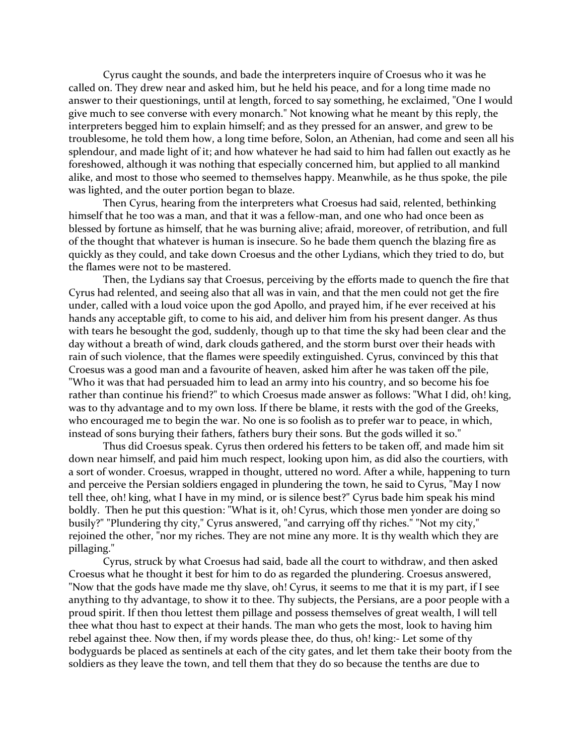Cyrus caught the sounds, and bade the interpreters inquire of Croesus who it was he called on. They drew near and asked him, but he held his peace, and for a long time made no answer to their questionings, until at length, forced to say something, he exclaimed, "One I would give much to see converse with every monarch." Not knowing what he meant by this reply, the interpreters begged him to explain himself; and as they pressed for an answer, and grew to be troublesome, he told them how, a long time before, Solon, an Athenian, had come and seen all his splendour, and made light of it; and how whatever he had said to him had fallen out exactly as he foreshowed, although it was nothing that especially concerned him, but applied to all mankind alike, and most to those who seemed to themselves happy. Meanwhile, as he thus spoke, the pile was lighted, and the outer portion began to blaze.

Then Cyrus, hearing from the interpreters what Croesus had said, relented, bethinking himself that he too was a man, and that it was a fellow-man, and one who had once been as blessed by fortune as himself, that he was burning alive; afraid, moreover, of retribution, and full of the thought that whatever is human is insecure. So he bade them quench the blazing fire as quickly as they could, and take down Croesus and the other Lydians, which they tried to do, but the flames were not to be mastered.

Then, the Lydians say that Croesus, perceiving by the efforts made to quench the fire that Cyrus had relented, and seeing also that all was in vain, and that the men could not get the fire under, called with a loud voice upon the god Apollo, and prayed him, if he ever received at his hands any acceptable gift, to come to his aid, and deliver him from his present danger. As thus with tears he besought the god, suddenly, though up to that time the sky had been clear and the day without a breath of wind, dark clouds gathered, and the storm burst over their heads with rain of such violence, that the flames were speedily extinguished. Cyrus, convinced by this that Croesus was a good man and a favourite of heaven, asked him after he was taken off the pile, "Who it was that had persuaded him to lead an army into his country, and so become his foe rather than continue his friend?" to which Croesus made answer as follows: "What I did, oh! king, was to thy advantage and to my own loss. If there be blame, it rests with the god of the Greeks, who encouraged me to begin the war. No one is so foolish as to prefer war to peace, in which, instead of sons burying their fathers, fathers bury their sons. But the gods willed it so."

Thus did Croesus speak. Cyrus then ordered his fetters to be taken off, and made him sit down near himself, and paid him much respect, looking upon him, as did also the courtiers, with a sort of wonder. Croesus, wrapped in thought, uttered no word. After a while, happening to turn and perceive the Persian soldiers engaged in plundering the town, he said to Cyrus, "May I now tell thee, oh! king, what I have in my mind, or is silence best?" Cyrus bade him speak his mind boldly. Then he put this question: "What is it, oh! Cyrus, which those men yonder are doing so busily?" "Plundering thy city," Cyrus answered, "and carrying off thy riches." "Not my city," rejoined the other, "nor my riches. They are not mine any more. It is thy wealth which they are pillaging."

Cyrus, struck by what Croesus had said, bade all the court to withdraw, and then asked Croesus what he thought it best for him to do as regarded the plundering. Croesus answered, "Now that the gods have made me thy slave, oh! Cyrus, it seems to me that it is my part, if I see anything to thy advantage, to show it to thee. Thy subjects, the Persians, are a poor people with a proud spirit. If then thou lettest them pillage and possess themselves of great wealth, I will tell thee what thou hast to expect at their hands. The man who gets the most, look to having him rebel against thee. Now then, if my words please thee, do thus, oh! king:- Let some of thy bodyguards be placed as sentinels at each of the city gates, and let them take their booty from the soldiers as they leave the town, and tell them that they do so because the tenths are due to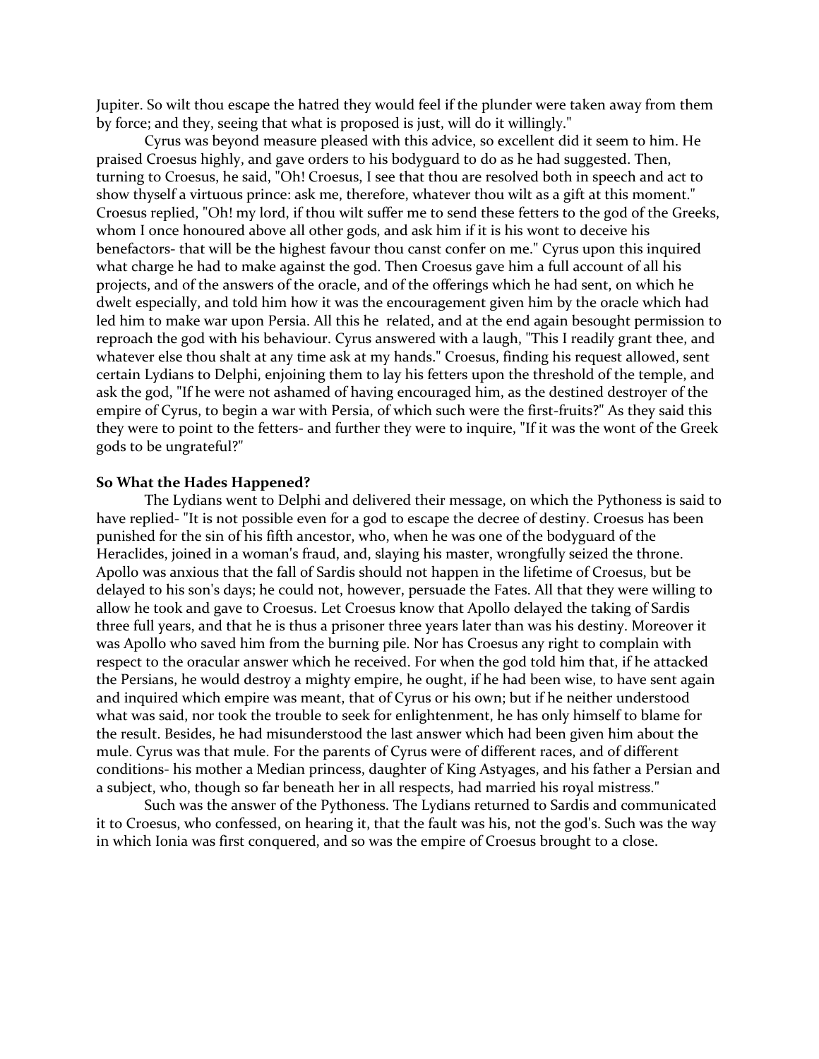Jupiter. So wilt thou escape the hatred they would feel if the plunder were taken away from them by force; and they, seeing that what is proposed is just, will do it willingly."

Cyrus was beyond measure pleased with this advice, so excellent did it seem to him. He praised Croesus highly, and gave orders to his bodyguard to do as he had suggested. Then, turning to Croesus, he said, "Oh! Croesus, I see that thou are resolved both in speech and act to show thyself a virtuous prince: ask me, therefore, whatever thou wilt as a gift at this moment." Croesus replied, "Oh! my lord, if thou wilt suffer me to send these fetters to the god of the Greeks, whom I once honoured above all other gods, and ask him if it is his wont to deceive his benefactors- that will be the highest favour thou canst confer on me." Cyrus upon this inquired what charge he had to make against the god. Then Croesus gave him a full account of all his projects, and of the answers of the oracle, and of the offerings which he had sent, on which he dwelt especially, and told him how it was the encouragement given him by the oracle which had led him to make war upon Persia. All this he related, and at the end again besought permission to reproach the god with his behaviour. Cyrus answered with a laugh, "This I readily grant thee, and whatever else thou shalt at any time ask at my hands." Croesus, finding his request allowed, sent certain Lydians to Delphi, enjoining them to lay his fetters upon the threshold of the temple, and ask the god, "If he were not ashamed of having encouraged him, as the destined destroyer of the empire of Cyrus, to begin a war with Persia, of which such were the first-fruits?" As they said this they were to point to the fetters- and further they were to inquire, "If it was the wont of the Greek gods to be ungrateful?"

**So What the Hades Happened?**

The Lydians went to Delphi and delivered their message, on which the Pythoness is said to have replied- "It is not possible even for a god to escape the decree of destiny. Croesus has been punished for the sin of his fifth ancestor, who, when he was one of the bodyguard of the Heraclides, joined in a woman's fraud, and, slaying his master, wrongfully seized the throne. Apollo was anxious that the fall of Sardis should not happen in the lifetime of Croesus, but be delayed to his son's days; he could not, however, persuade the Fates. All that they were willing to allow he took and gave to Croesus. Let Croesus know that Apollo delayed the taking of Sardis three full years, and that he is thus a prisoner three years later than was his destiny. Moreover it was Apollo who saved him from the burning pile. Nor has Croesus any right to complain with respect to the oracular answer which he received. For when the god told him that, if he attacked the Persians, he would destroy a mighty empire, he ought, if he had been wise, to have sent again and inquired which empire was meant, that of Cyrus or his own; but if he neither understood what was said, nor took the trouble to seek for enlightenment, he has only himself to blame for the result. Besides, he had misunderstood the last answer which had been given him about the mule. Cyrus was that mule. For the parents of Cyrus were of different races, and of different conditions- his mother a Median princess, daughter of King Astyages, and his father a Persian and a subject, who, though so far beneath her in all respects, had married his royal mistress."

Such was the answer of the Pythoness. The Lydians returned to Sardis and communicated it to Croesus, who confessed, on hearing it, that the fault was his, not the god's. Such was the way in which Ionia was first conquered, and so was the empire of Croesus brought to a close.